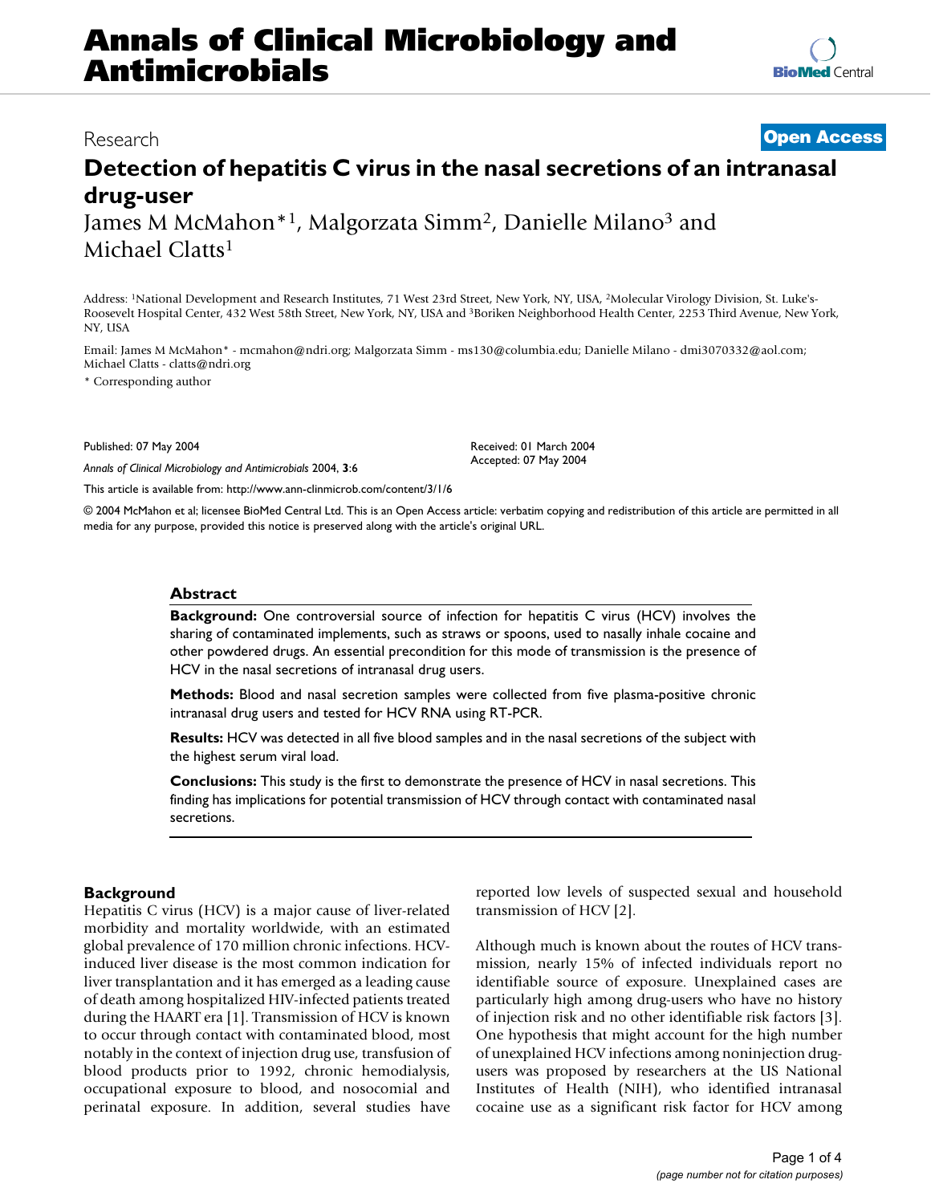# Annals of Clinical Microbiology and Antimicrobials

Research

Open Access

## Detection of hepatitis C virus in the nasal secretions of an intranasal drug-user

James M McMahon*[1], Malgorzata Simm[2], Danielle Milano[3] and Michael Clatts[1]

Address: [1]National Development and Research Institutes, 71 West 23rd Street, New York, NY, USA, [2]Molecular Virology Division, St. Luke's-Roosevelt Hospital Center, 432 West 58th Street, New York, NY, USA and [3]Boriken Neighborhood Health Center, 2253 Third Avenue, New York, NY, USA

Email: James M McMahon* - mcmahon@ndri.org; Malgorzata Simm - ms130@columbia.edu; Danielle Milano - dmi3070332@aol.com; Michael Clatts - clatts@ndri.org

\* Corresponding author

Published: 07 May 2004

*Annals of Clinical Microbiology and Antimicrobials* 2004, **3**:6

Received: 01 March 2004
Accepted: 07 May 2004

This article is available from: http://www.ann-clinmicrob.com/content/3/1/6

© 2004 McMahon et al; licensee BioMed Central Ltd. This is an Open Access article: verbatim copying and redistribution of this article are permitted in all media for any purpose, provided this notice is preserved along with the article's original URL.

### Abstract

**Background:** One controversial source of infection for hepatitis C virus (HCV) involves the sharing of contaminated implements, such as straws or spoons, used to nasally inhale cocaine and other powdered drugs. An essential precondition for this mode of transmission is the presence of HCV in the nasal secretions of intranasal drug users.

**Methods:** Blood and nasal secretion samples were collected from five plasma-positive chronic intranasal drug users and tested for HCV RNA using RT-PCR.

**Results:** HCV was detected in all five blood samples and in the nasal secretions of the subject with the highest serum viral load.

**Conclusions:** This study is the first to demonstrate the presence of HCV in nasal secretions. This finding has implications for potential transmission of HCV through contact with contaminated nasal secretions.

### Background

Hepatitis C virus (HCV) is a major cause of liver-related morbidity and mortality worldwide, with an estimated global prevalence of 170 million chronic infections. HCV-induced liver disease is the most common indication for liver transplantation and it has emerged as a leading cause of death among hospitalized HIV-infected patients treated during the HAART era [1]. Transmission of HCV is known to occur through contact with contaminated blood, most notably in the context of injection drug use, transfusion of blood products prior to 1992, chronic hemodialysis, occupational exposure to blood, and nosocomial and perinatal exposure. In addition, several studies have reported low levels of suspected sexual and household transmission of HCV [2].

Although much is known about the routes of HCV transmission, nearly 15% of infected individuals report no identifiable source of exposure. Unexplained cases are particularly high among drug-users who have no history of injection risk and no other identifiable risk factors [3]. One hypothesis that might account for the high number of unexplained HCV infections among noninjection drug-users was proposed by researchers at the US National Institutes of Health (NIH), who identified intranasal cocaine use as a significant risk factor for HCV among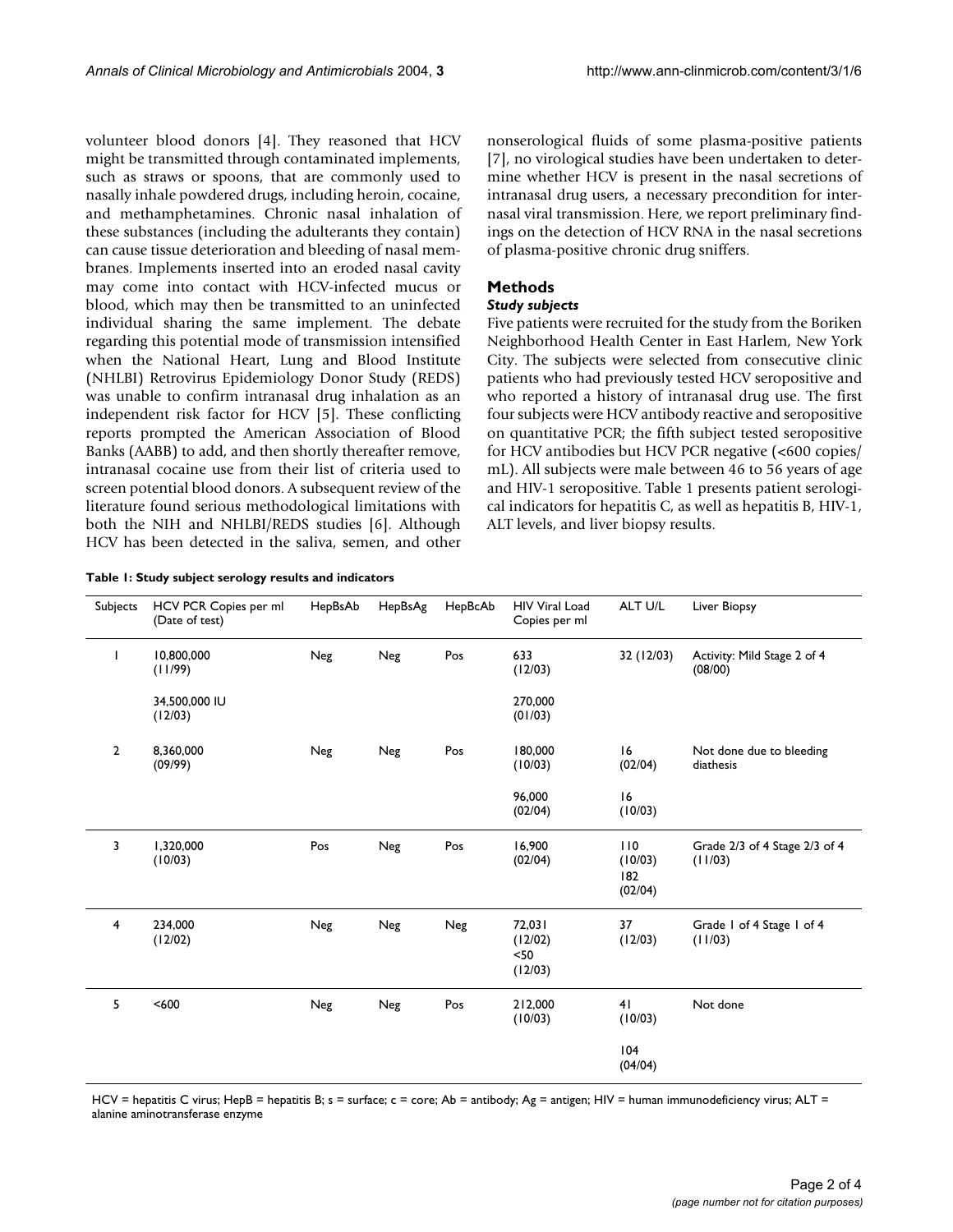volunteer blood donors [4]. They reasoned that HCV might be transmitted through contaminated implements, such as straws or spoons, that are commonly used to nasally inhale powdered drugs, including heroin, cocaine, and methamphetamines. Chronic nasal inhalation of these substances (including the adulterants they contain) can cause tissue deterioration and bleeding of nasal membranes. Implements inserted into an eroded nasal cavity may come into contact with HCV-infected mucus or blood, which may then be transmitted to an uninfected individual sharing the same implement. The debate regarding this potential mode of transmission intensified when the National Heart, Lung and Blood Institute (NHLBI) Retrovirus Epidemiology Donor Study (REDS) was unable to confirm intranasal drug inhalation as an independent risk factor for HCV [5]. These conflicting reports prompted the American Association of Blood Banks (AABB) to add, and then shortly thereafter remove, intranasal cocaine use from their list of criteria used to screen potential blood donors. A subsequent review of the literature found serious methodological limitations with both the NIH and NHLBI/REDS studies [6]. Although HCV has been detected in the saliva, semen, and other nonserological fluids of some plasma-positive patients [7], no virological studies have been undertaken to determine whether HCV is present in the nasal secretions of intranasal drug users, a necessary precondition for internasal viral transmission. Here, we report preliminary findings on the detection of HCV RNA in the nasal secretions of plasma-positive chronic drug sniffers.

## Methods

### *Study subjects*

Five patients were recruited for the study from the Boriken Neighborhood Health Center in East Harlem, New York City. The subjects were selected from consecutive clinic patients who had previously tested HCV seropositive and who reported a history of intranasal drug use. The first four subjects were HCV antibody reactive and seropositive on quantitative PCR; the fifth subject tested seropositive for HCV antibodies but HCV PCR negative (<600 copies/mL). All subjects were male between 46 to 56 years of age and HIV-1 seropositive. Table 1 presents patient serological indicators for hepatitis C, as well as hepatitis B, HIV-1, ALT levels, and liver biopsy results.

**Table 1: Study subject serology results and indicators**

| Subjects | HCV PCR Copies per ml (Date of test) | HepBsAb | HepBsAg | HepBcAb | HIV Viral Load Copies per ml | ALT U/L | Liver Biopsy |
|---|---|---|---|---|---|---|---|
| 1 | 10,800,000 (11/99) | Neg | Neg | Pos | 633 (12/03) | 32 (12/03) | Activity: Mild Stage 2 of 4 (08/00) |
| | 34,500,000 IU (12/03) | | | | 270,000 (01/03) | | |
| 2 | 8,360,000 (09/99) | Neg | Neg | Pos | 180,000 (10/03) | 16 (02/04) | Not done due to bleeding diathesis |
| | | | | | 96,000 (02/04) | 16 (10/03) | |
| 3 | 1,320,000 (10/03) | Pos | Neg | Pos | 16,900 (02/04) | 110 (10/03) 182 (02/04) | Grade 2/3 of 4 Stage 2/3 of 4 (11/03) |
| 4 | 234,000 (12/02) | Neg | Neg | Neg | 72,031 (12/02) <50 (12/03) | 37 (12/03) | Grade 1 of 4 Stage 1 of 4 (11/03) |
| 5 | <600 | Neg | Neg | Pos | 212,000 (10/03) | 41 (10/03) | Not done |
| | | | | | | 104 (04/04) | |

HCV = hepatitis C virus; HepB = hepatitis B; s = surface; c = core; Ab = antibody; Ag = antigen; HIV = human immunodeficiency virus; ALT = alanine aminotransferase enzyme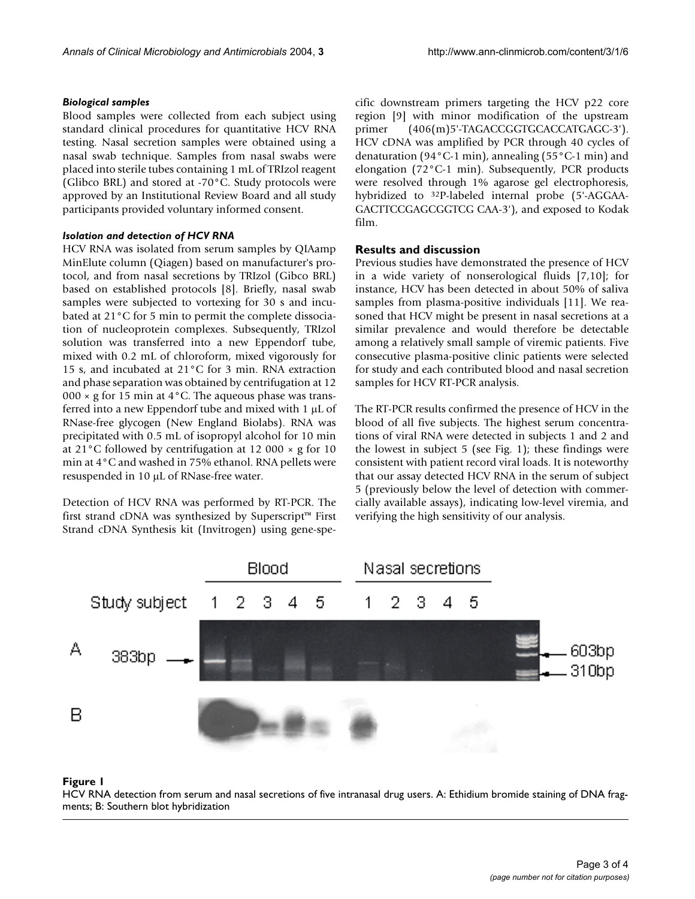#### *Biological samples*

Blood samples were collected from each subject using standard clinical procedures for quantitative HCV RNA testing. Nasal secretion samples were obtained using a nasal swab technique. Samples from nasal swabs were placed into sterile tubes containing 1 mL of TRIzol reagent (Glibco BRL) and stored at -70°C. Study protocols were approved by an Institutional Review Board and all study participants provided voluntary informed consent.

#### *Isolation and detection of HCV RNA*

HCV RNA was isolated from serum samples by QIAamp MinElute column (Qiagen) based on manufacturer's protocol, and from nasal secretions by TRIzol (Gibco BRL) based on established protocols [8]. Briefly, nasal swab samples were subjected to vortexing for 30 s and incubated at 21°C for 5 min to permit the complete dissociation of nucleoprotein complexes. Subsequently, TRIzol solution was transferred into a new Eppendorf tube, mixed with 0.2 mL of chloroform, mixed vigorously for 15 s, and incubated at 21°C for 3 min. RNA extraction and phase separation was obtained by centrifugation at 12 000 × g for 15 min at 4°C. The aqueous phase was transferred into a new Eppendorf tube and mixed with 1 μL of RNase-free glycogen (New England Biolabs). RNA was precipitated with 0.5 mL of isopropyl alcohol for 10 min at 21°C followed by centrifugation at 12 000 × g for 10 min at 4°C and washed in 75% ethanol. RNA pellets were resuspended in 10 μL of RNase-free water.

Detection of HCV RNA was performed by RT-PCR. The first strand cDNA was synthesized by Superscript™ First Strand cDNA Synthesis kit (Invitrogen) using gene-specific downstream primers targeting the HCV p22 core region [9] with minor modification of the upstream primer (406(m)5'-TAGACCGGTGCACCATGAGC-3'). HCV cDNA was amplified by PCR through 40 cycles of denaturation (94°C-1 min), annealing (55°C-1 min) and elongation (72°C-1 min). Subsequently, PCR products were resolved through 1% agarose gel electrophoresis, hybridized to $^{32}$P-labeled internal probe (5'-AGGAAGACTTCCGAGCGGTCG CAA-3'), and exposed to Kodak film.

## Results and discussion

Previous studies have demonstrated the presence of HCV in a wide variety of nonserological fluids [7,10]; for instance, HCV has been detected in about 50% of saliva samples from plasma-positive individuals [11]. We reasoned that HCV might be present in nasal secretions at a similar prevalence and would therefore be detectable among a relatively small sample of viremic patients. Five consecutive plasma-positive clinic patients were selected for study and each contributed blood and nasal secretion samples for HCV RT-PCR analysis.

The RT-PCR results confirmed the presence of HCV in the blood of all five subjects. The highest serum concentrations of viral RNA were detected in subjects 1 and 2 and the lowest in subject 5 (see Fig. 1); these findings were consistent with patient record viral loads. It is noteworthy that our assay detected HCV RNA in the serum of subject 5 (previously below the level of detection with commercially available assays), indicating low-level viremia, and verifying the high sensitivity of our analysis.

**Figure 1**

HCV RNA detection from serum and nasal secretions of five intranasal drug users. A: Ethidium bromide staining of DNA fragments; B: Southern blot hybridization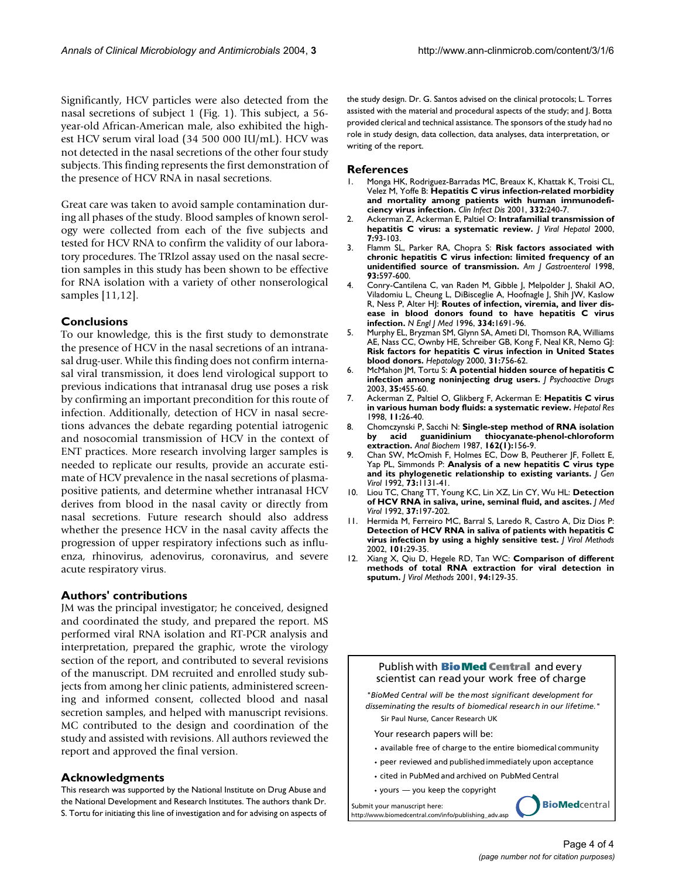Significantly, HCV particles were also detected from the nasal secretions of subject 1 (Fig. 1). This subject, a 56-year-old African-American male, also exhibited the highest HCV serum viral load (34 500 000 IU/mL). HCV was not detected in the nasal secretions of the other four study subjects. This finding represents the first demonstration of the presence of HCV RNA in nasal secretions.

Great care was taken to avoid sample contamination during all phases of the study. Blood samples of known serology were collected from each of the five subjects and tested for HCV RNA to confirm the validity of our laboratory procedures. The TRIzol assay used on the nasal secretion samples in this study has been shown to be effective for RNA isolation with a variety of other nonserological samples [11,12].

## Conclusions

To our knowledge, this is the first study to demonstrate the presence of HCV in the nasal secretions of an intranasal drug-user. While this finding does not confirm internasal viral transmission, it does lend virological support to previous indications that intranasal drug use poses a risk by confirming an important precondition for this route of infection. Additionally, detection of HCV in nasal secretions advances the debate regarding potential iatrogenic and nosocomial transmission of HCV in the context of ENT practices. More research involving larger samples is needed to replicate our results, provide an accurate estimate of HCV prevalence in the nasal secretions of plasma-positive patients, and determine whether intranasal HCV derives from blood in the nasal cavity or directly from nasal secretions. Future research should also address whether the presence HCV in the nasal cavity affects the progression of upper respiratory infections such as influenza, rhinovirus, adenovirus, coronavirus, and severe acute respiratory virus.

## Authors' contributions

JM was the principal investigator; he conceived, designed and coordinated the study, and prepared the report. MS performed viral RNA isolation and RT-PCR analysis and interpretation, prepared the graphic, wrote the virology section of the report, and contributed to several revisions of the manuscript. DM recruited and enrolled study subjects from among her clinic patients, administered screening and informed consent, collected blood and nasal secretion samples, and helped with manuscript revisions. MC contributed to the design and coordination of the study and assisted with revisions. All authors reviewed the report and approved the final version.

## Acknowledgments

This research was supported by the National Institute on Drug Abuse and the National Development and Research Institutes. The authors thank Dr. S. Tortu for initiating this line of investigation and for advising on aspects of the study design. Dr. G. Santos advised on the clinical protocols; L. Torres assisted with the material and procedural aspects of the study; and J. Botta provided clerical and technical assistance. The sponsors of the study had no role in study design, data collection, data analyses, data interpretation, or writing of the report.

## References

1. Monga HK, Rodriguez-Barradas MC, Breaux K, Khattak K, Troisi CL, Velez M, Yoffe B: **Hepatitis C virus infection-related morbidity and mortality among patients with human immunodeficiency virus infection.** *Clin Infect Dis* 2001, **332:**240-7.
2. Ackerman Z, Ackerman E, Paltiel O: **Intrafamilial transmission of hepatitis C virus: a systematic review.** *J Viral Hepatol* 2000, **7:**93-103.
3. Flamm SL, Parker RA, Chopra S: **Risk factors associated with chronic hepatitis C virus infection: limited frequency of an unidentified source of transmission.** *Am J Gastroenterol* 1998, **93:**597-600.
4. Conry-Cantilena C, van Raden M, Gibble J, Melpolder J, Shakil AO, Viladomiu L, Cheung L, DiBisceglie A, Hoofnagle J, Shih JW, Kaslow R, Ness P, Alter HJ: **Routes of infection, viremia, and liver disease in blood donors found to have hepatitis C virus infection.** *N Engl J Med* 1996, **334:**1691-96.
5. Murphy EL, Bryzman SM, Glynn SA, Ameti DI, Thomson RA, Williams AE, Nass CC, Ownby HE, Schreiber GB, Kong F, Neal KR, Nemo GJ: **Risk factors for hepatitis C virus infection in United States blood donors.** *Hepatology* 2000, **31:**756-62.
6. McMahon JM, Tortu S: **A potential hidden source of hepatitis C infection among noninjecting drug users.** *J Psychoactive Drugs* 2003, **35:**455-60.
7. Ackerman Z, Paltiel O, Glikberg F, Ackerman E: **Hepatitis C virus in various human body fluids: a systematic review.** *Hepatol Res* 1998, **11:**26-40.
8. Chomczynski P, Sacchi N: **Single-step method of RNA isolation by acid guanidinium thiocyanate-phenol-chloroform extraction.** *Anal Biochem* 1987, **162(1):**156-9.
9. Chan SW, McOmish F, Holmes EC, Dow B, Peutherer JF, Follett E, Yap PL, Simmonds P: **Analysis of a new hepatitis C virus type and its phylogenetic relationship to existing variants.** *J Gen Virol* 1992, **73:**1131-41.
10. Liou TC, Chang TT, Young KC, Lin XZ, Lin CY, Wu HL: **Detection of HCV RNA in saliva, urine, seminal fluid, and ascites.** *J Med Virol* 1992, **37:**197-202.
11. Hermida M, Ferreiro MC, Barral S, Laredo R, Castro A, Diz Dios P: **Detection of HCV RNA in saliva of patients with hepatitis C virus infection by using a highly sensitive test.** *J Virol Methods* 2002, **101:**29-35.
12. Xiang X, Qiu D, Hegele RD, Tan WC: **Comparison of different methods of total RNA extraction for viral detection in sputum.** *J Virol Methods* 2001, **94:**129-35.